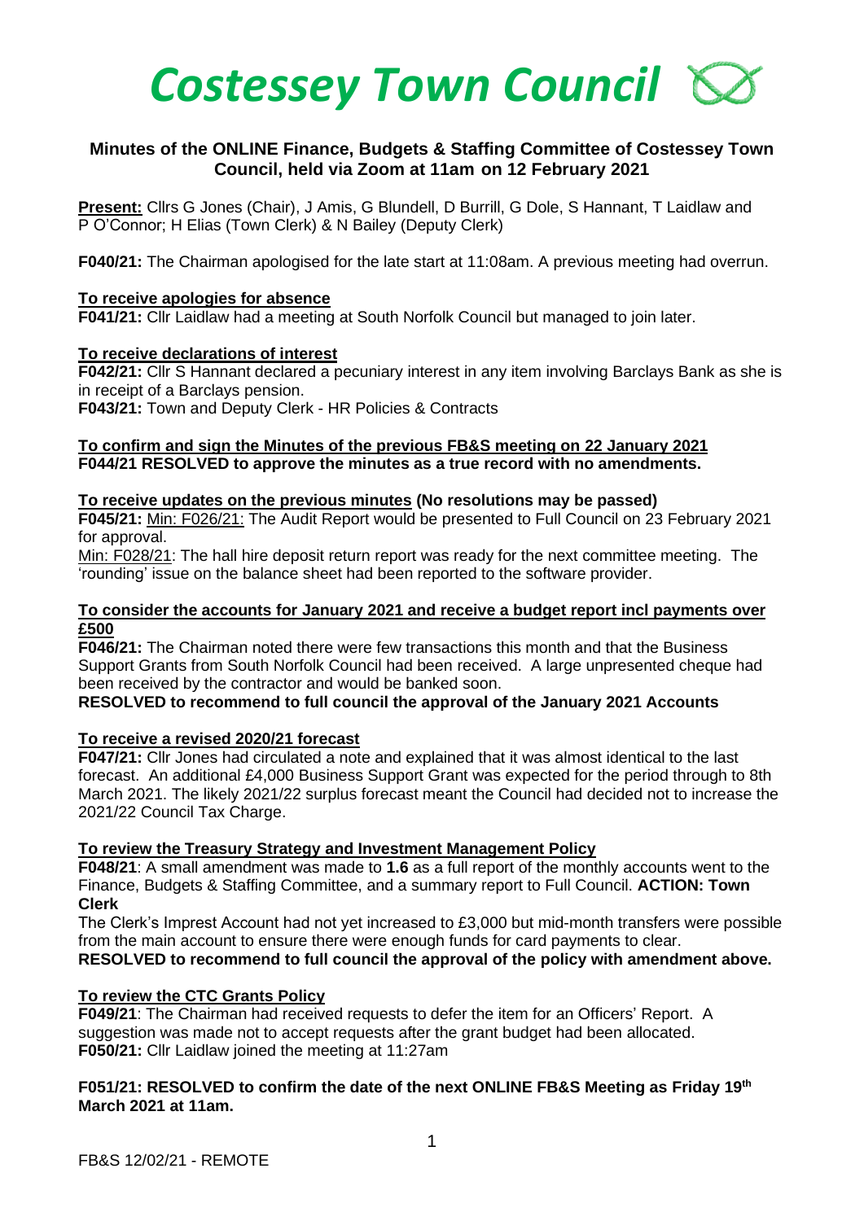# *Costessey Town Council*

## Minutes of the ONLINE Finance, Budgets & Staffing Committee of Costessey Town Council, held via Zoom at 11am on 12 February 2021

**Present:** Cllrs G Jones (Chair), J Amis, G Blundell, D Burrill, G Dole, S Hannant, T Laidlaw and P O'Connor; H Elias (Town Clerk) & N Bailey (Deputy Clerk)

**F040/21:** The Chairman apologised for the late start at 11:08am. A previous meeting had overrun.

**To receive apologies for absence**

**F041/21:** Cllr Laidlaw had a meeting at South Norfolk Council but managed to join later.

**To receive declarations of interest**

**F042/21:** Cllr S Hannant declared a pecuniary interest in any item involving Barclays Bank as she is in receipt of a Barclays pension.

**F043/21:** Town and Deputy Clerk - HR Policies & Contracts

**To confirm and sign the Minutes of the previous FB&S meeting on 22 January 2021**

**F044/21 RESOLVED to approve the minutes as a true record with no amendments.**

**To receive updates on the previous minutes (No resolutions may be passed)**

**F045/21:** Min: F026/21: The Audit Report would be presented to Full Council on 23 February 2021 for approval.

Min: F028/21: The hall hire deposit return report was ready for the next committee meeting. The 'rounding' issue on the balance sheet had been reported to the software provider.

**To consider the accounts for January 2021 and receive a budget report incl payments over £500**

**F046/21:** The Chairman noted there were few transactions this month and that the Business Support Grants from South Norfolk Council had been received. A large unpresented cheque had been received by the contractor and would be banked soon.

**RESOLVED to recommend to full council the approval of the January 2021 Accounts**

**To receive a revised 2020/21 forecast**

**F047/21:** Cllr Jones had circulated a note and explained that it was almost identical to the last forecast. An additional £4,000 Business Support Grant was expected for the period through to 8th March 2021. The likely 2021/22 surplus forecast meant the Council had decided not to increase the 2021/22 Council Tax Charge.

**To review the Treasury Strategy and Investment Management Policy**

**F048/21**: A small amendment was made to **1.6** as a full report of the monthly accounts went to the Finance, Budgets & Staffing Committee, and a summary report to Full Council. **ACTION: Town Clerk**

The Clerk's Imprest Account had not yet increased to £3,000 but mid-month transfers were possible from the main account to ensure there were enough funds for card payments to clear.

**RESOLVED to recommend to full council the approval of the policy with amendment above.**

**To review the CTC Grants Policy**

**F049/21**: The Chairman had received requests to defer the item for an Officers' Report. A suggestion was made not to accept requests after the grant budget had been allocated.

**F050/21:** Cllr Laidlaw joined the meeting at 11:27am

**F051/21: RESOLVED to confirm the date of the next ONLINE FB&S Meeting as Friday 19th March 2021 at 11am.**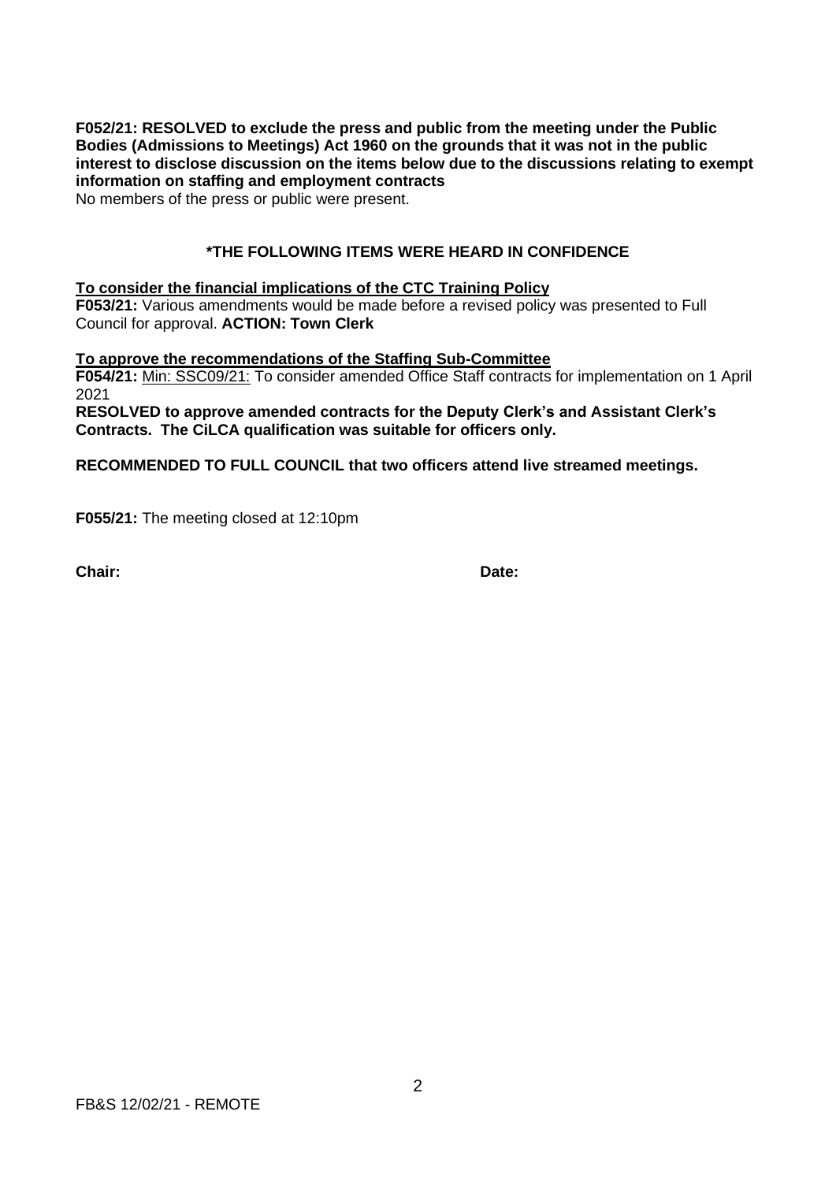**F052/21: RESOLVED to exclude the press and public from the meeting under the Public Bodies (Admissions to Meetings) Act 1960 on the grounds that it was not in the public interest to disclose discussion on the items below due to the discussions relating to exempt information on staffing and employment contracts**

No members of the press or public were present.

**\*THE FOLLOWING ITEMS WERE HEARD IN CONFIDENCE**

**To consider the financial implications of the CTC Training Policy**

**F053/21:** Various amendments would be made before a revised policy was presented to Full Council for approval. **ACTION: Town Clerk**

**To approve the recommendations of the Staffing Sub-Committee**

**F054/21:** Min: SSC09/21: To consider amended Office Staff contracts for implementation on 1 April 2021

**RESOLVED to approve amended contracts for the Deputy Clerk's and Assistant Clerk's Contracts. The CiLCA qualification was suitable for officers only.**

**RECOMMENDED TO FULL COUNCIL that two officers attend live streamed meetings.**

**F055/21:** The meeting closed at 12:10pm

**Chair:** **Date:**